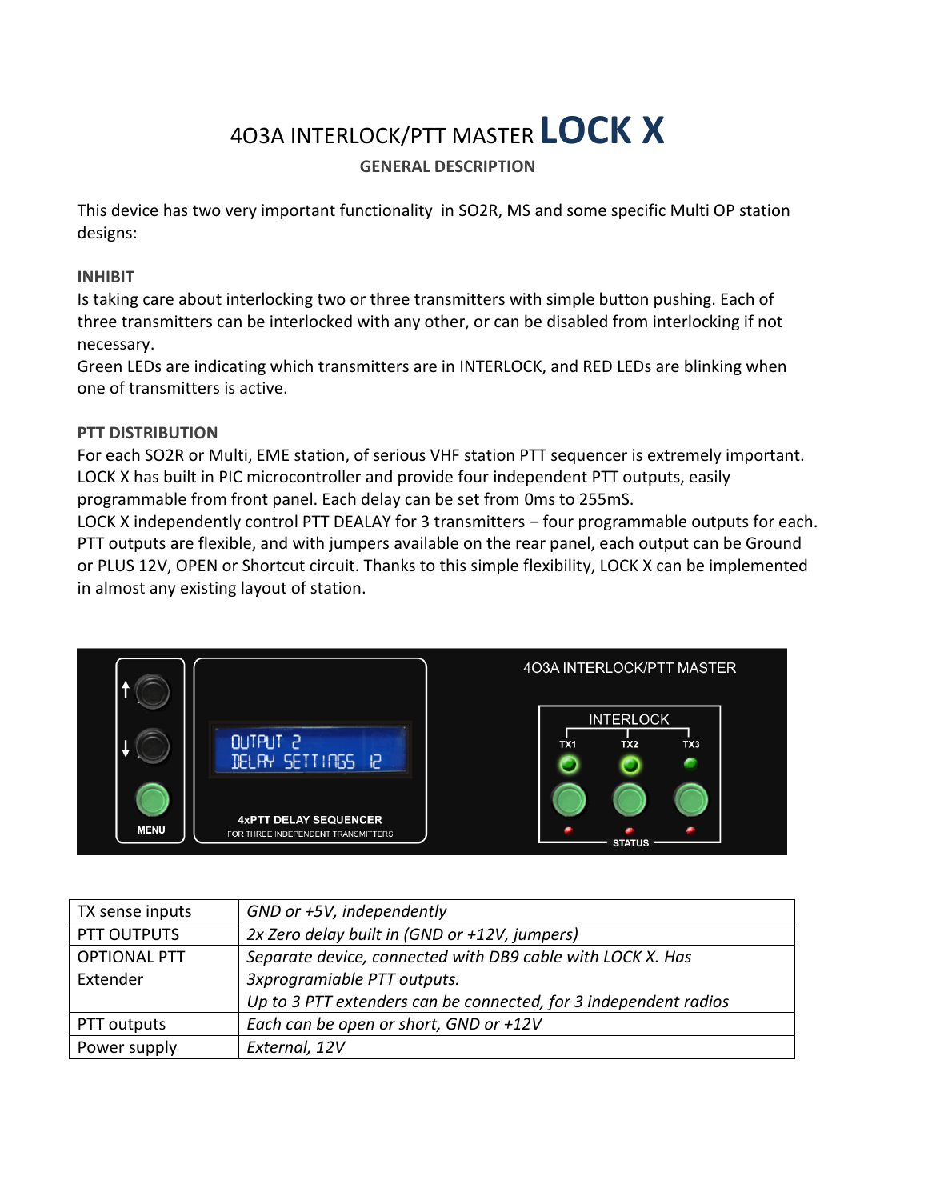# 4O3A INTERLOCK/PTT MASTER LOCK X

**GENERAL DESCRIPTION**

This device has two very important functionality in SO2R, MS and some specific Multi OP station designs:

**INHIBIT**

Is taking care about interlocking two or three transmitters with simple button pushing. Each of three transmitters can be interlocked with any other, or can be disabled from interlocking if not necessary.

Green LEDs are indicating which transmitters are in INTERLOCK, and RED LEDs are blinking when one of transmitters is active.

**PTT DISTRIBUTION**

For each SO2R or Multi, EME station, of serious VHF station PTT sequencer is extremely important. LOCK X has built in PIC microcontroller and provide four independent PTT outputs, easily programmable from front panel. Each delay can be set from 0ms to 255mS.

LOCK X independently control PTT DEALAY for 3 transmitters – four programmable outputs for each. PTT outputs are flexible, and with jumpers available on the rear panel, each output can be Ground or PLUS 12V, OPEN or Shortcut circuit. Thanks to this simple flexibility, LOCK X can be implemented in almost any existing layout of station.

| | |
|---|---|
| TX sense inputs | *GND or +5V, independently* |
| PTT OUTPUTS | *2x Zero delay built in (GND or +12V, jumpers)* |
| OPTIONAL PTT Extender | *Separate device, connected with DB9 cable with LOCK X. Has 3xprogramiable PTT outputs.*<br>*Up to 3 PTT extenders can be connected, for 3 independent radios* |
| PTT outputs | *Each can be open or short, GND or +12V* |
| Power supply | *External, 12V* |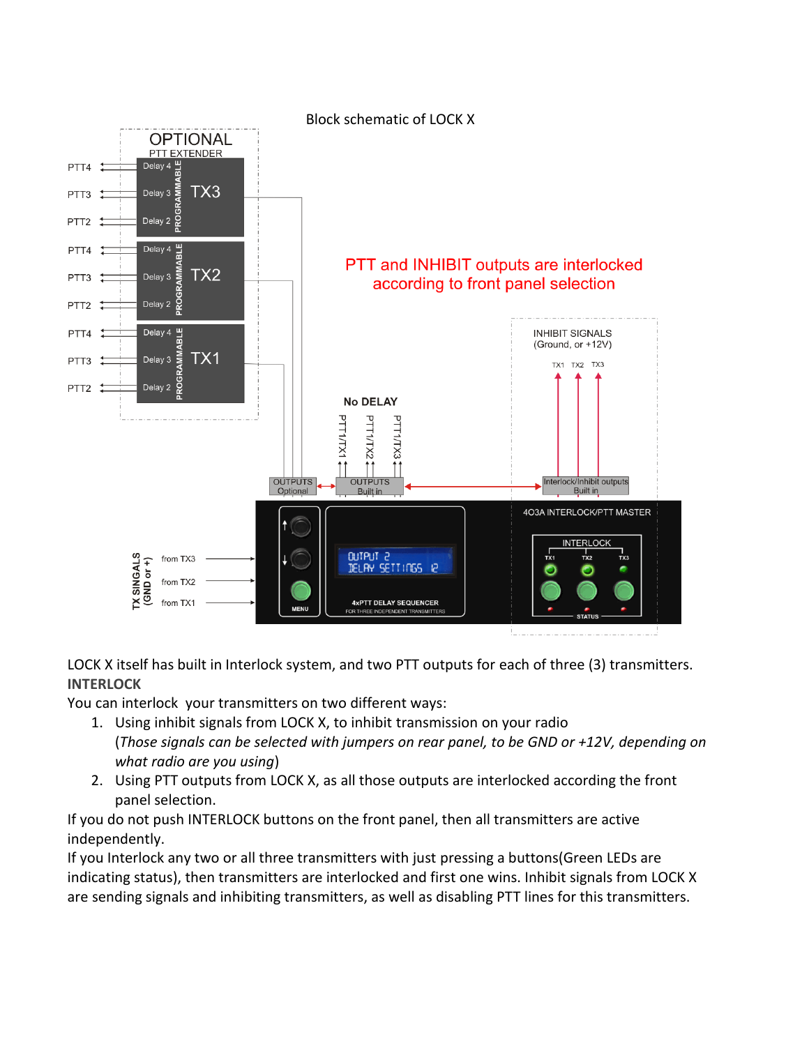Block schematic of LOCK X

PTT and INHIBIT outputs are interlocked according to front panel selection

LOCK X itself has built in Interlock system, and two PTT outputs for each of three (3) transmitters.

**INTERLOCK**

You can interlock your transmitters on two different ways:

1. Using inhibit signals from LOCK X, to inhibit transmission on your radio (*Those signals can be selected with jumpers on rear panel, to be GND or +12V, depending on what radio are you using*)
2. Using PTT outputs from LOCK X, as all those outputs are interlocked according the front panel selection.

If you do not push INTERLOCK buttons on the front panel, then all transmitters are active independently.

If you Interlock any two or all three transmitters with just pressing a buttons(Green LEDs are indicating status), then transmitters are interlocked and first one wins. Inhibit signals from LOCK X are sending signals and inhibiting transmitters, as well as disabling PTT lines for this transmitters.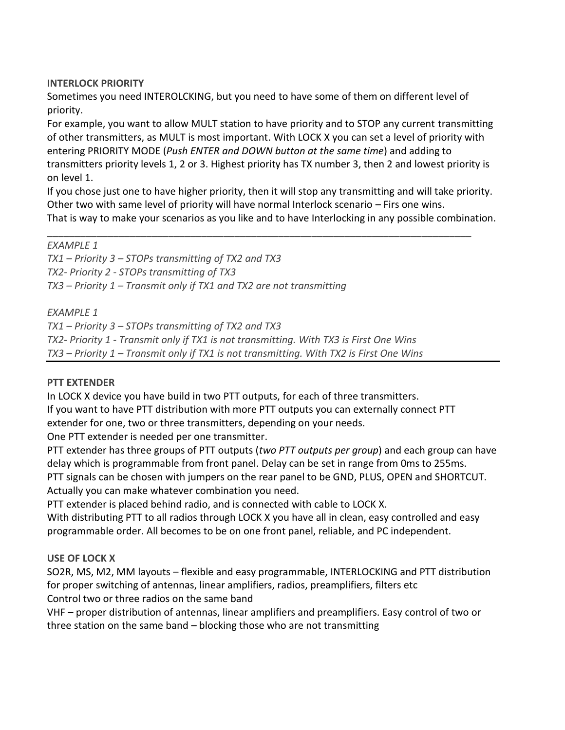**INTERLOCK PRIORITY**

Sometimes you need INTEROLCKING, but you need to have some of them on different level of priority.

For example, you want to allow MULT station to have priority and to STOP any current transmitting of other transmitters, as MULT is most important. With LOCK X you can set a level of priority with entering PRIORITY MODE (*Push ENTER and DOWN button at the same time*) and adding to transmitters priority levels 1, 2 or 3. Highest priority has TX number 3, then 2 and lowest priority is on level 1.

If you chose just one to have higher priority, then it will stop any transmitting and will take priority. Other two with same level of priority will have normal Interlock scenario – Firs one wins.

That is way to make your scenarios as you like and to have Interlocking in any possible combination.

---

*EXAMPLE 1*

*TX1 – Priority 3 – STOPs transmitting of TX2 and TX3*

*TX2- Priority 2 - STOPs transmitting of TX3*

*TX3 – Priority 1 – Transmit only if TX1 and TX2 are not transmitting*

*EXAMPLE 1*

*TX1 – Priority 3 – STOPs transmitting of TX2 and TX3*

*TX2- Priority 1 - Transmit only if TX1 is not transmitting. With TX3 is First One Wins*

*TX3 – Priority 1 – Transmit only if TX1 is not transmitting. With TX2 is First One Wins*

---

**PTT EXTENDER**

In LOCK X device you have build in two PTT outputs, for each of three transmitters.

If you want to have PTT distribution with more PTT outputs you can externally connect PTT extender for one, two or three transmitters, depending on your needs.

One PTT extender is needed per one transmitter.

PTT extender has three groups of PTT outputs (*two PTT outputs per group*) and each group can have delay which is programmable from front panel. Delay can be set in range from 0ms to 255ms.

PTT signals can be chosen with jumpers on the rear panel to be GND, PLUS, OPEN and SHORTCUT. Actually you can make whatever combination you need.

PTT extender is placed behind radio, and is connected with cable to LOCK X.

With distributing PTT to all radios through LOCK X you have all in clean, easy controlled and easy programmable order. All becomes to be on one front panel, reliable, and PC independent.

**USE OF LOCK X**

SO2R, MS, M2, MM layouts – flexible and easy programmable, INTERLOCKING and PTT distribution for proper switching of antennas, linear amplifiers, radios, preamplifiers, filters etc

Control two or three radios on the same band

VHF – proper distribution of antennas, linear amplifiers and preamplifiers. Easy control of two or three station on the same band – blocking those who are not transmitting